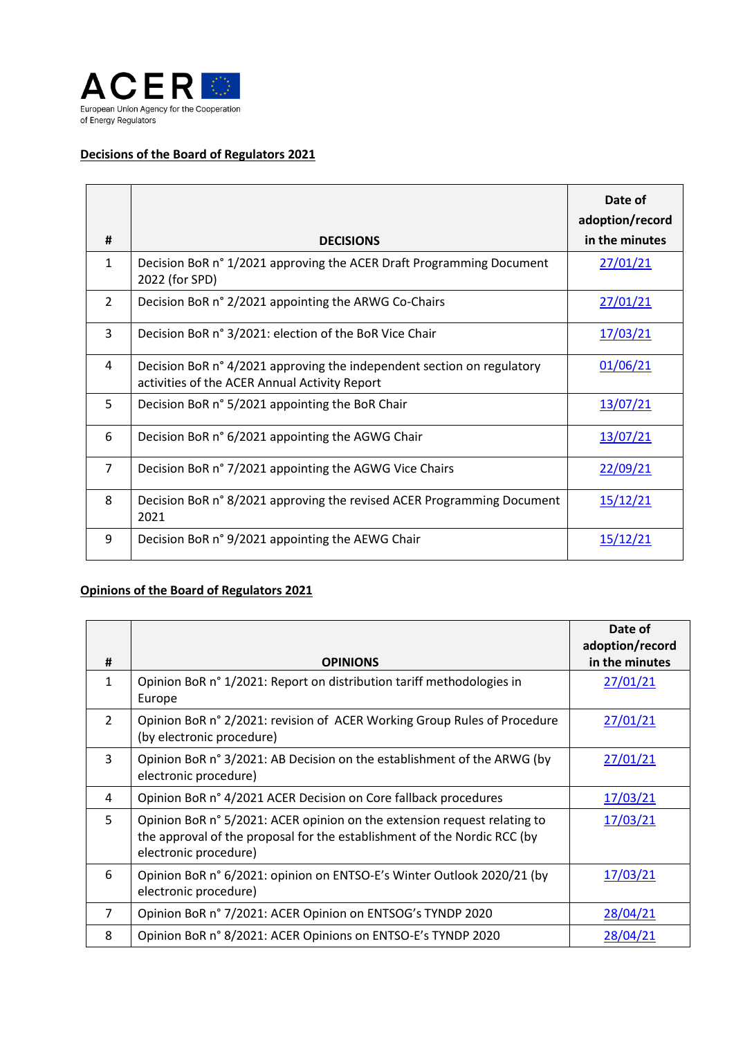ACER
European Union Agency for the Cooperation of Energy Regulators

## Decisions of the Board of Regulators 2021

| # | DECISIONS | Date of adoption/record in the minutes |
|---|---|---|
| 1 | Decision BoR n° 1/2021 approving the ACER Draft Programming Document 2022 (for SPD) | 27/01/21 |
| 2 | Decision BoR n° 2/2021 appointing the ARWG Co-Chairs | 27/01/21 |
| 3 | Decision BoR n° 3/2021: election of the BoR Vice Chair | 17/03/21 |
| 4 | Decision BoR n° 4/2021 approving the independent section on regulatory activities of the ACER Annual Activity Report | 01/06/21 |
| 5 | Decision BoR n° 5/2021 appointing the BoR Chair | 13/07/21 |
| 6 | Decision BoR n° 6/2021 appointing the AGWG Chair | 13/07/21 |
| 7 | Decision BoR n° 7/2021 appointing the AGWG Vice Chairs | 22/09/21 |
| 8 | Decision BoR n° 8/2021 approving the revised ACER Programming Document 2021 | 15/12/21 |
| 9 | Decision BoR n° 9/2021 appointing the AEWG Chair | 15/12/21 |

## Opinions of the Board of Regulators 2021

| # | OPINIONS | Date of adoption/record in the minutes |
|---|---|---|
| 1 | Opinion BoR n° 1/2021: Report on distribution tariff methodologies in Europe | 27/01/21 |
| 2 | Opinion BoR n° 2/2021: revision of ACER Working Group Rules of Procedure (by electronic procedure) | 27/01/21 |
| 3 | Opinion BoR n° 3/2021: AB Decision on the establishment of the ARWG (by electronic procedure) | 27/01/21 |
| 4 | Opinion BoR n° 4/2021 ACER Decision on Core fallback procedures | 17/03/21 |
| 5 | Opinion BoR n° 5/2021: ACER opinion on the extension request relating to the approval of the proposal for the establishment of the Nordic RCC (by electronic procedure) | 17/03/21 |
| 6 | Opinion BoR n° 6/2021: opinion on ENTSO-E's Winter Outlook 2020/21 (by electronic procedure) | 17/03/21 |
| 7 | Opinion BoR n° 7/2021: ACER Opinion on ENTSOG's TYNDP 2020 | 28/04/21 |
| 8 | Opinion BoR n° 8/2021: ACER Opinions on ENTSO-E's TYNDP 2020 | 28/04/21 |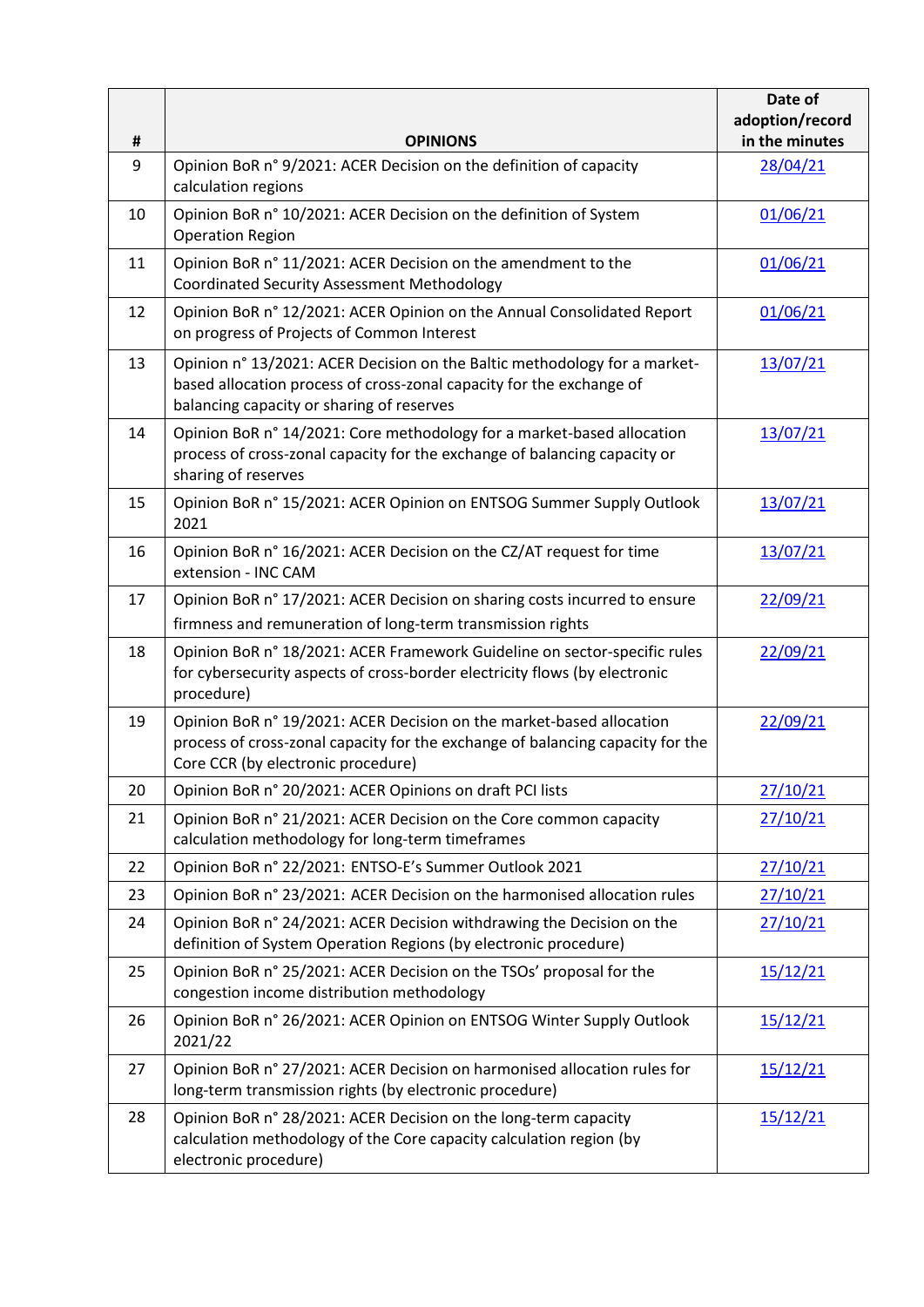| # | OPINIONS | Date of adoption/record in the minutes |
|---|---|---|
| 9 | Opinion BoR n° 9/2021: ACER Decision on the definition of capacity calculation regions | 28/04/21 |
| 10 | Opinion BoR n° 10/2021: ACER Decision on the definition of System Operation Region | 01/06/21 |
| 11 | Opinion BoR n° 11/2021: ACER Decision on the amendment to the Coordinated Security Assessment Methodology | 01/06/21 |
| 12 | Opinion BoR n° 12/2021: ACER Opinion on the Annual Consolidated Report on progress of Projects of Common Interest | 01/06/21 |
| 13 | Opinion n° 13/2021: ACER Decision on the Baltic methodology for a market-based allocation process of cross-zonal capacity for the exchange of balancing capacity or sharing of reserves | 13/07/21 |
| 14 | Opinion BoR n° 14/2021: Core methodology for a market-based allocation process of cross-zonal capacity for the exchange of balancing capacity or sharing of reserves | 13/07/21 |
| 15 | Opinion BoR n° 15/2021: ACER Opinion on ENTSOG Summer Supply Outlook 2021 | 13/07/21 |
| 16 | Opinion BoR n° 16/2021: ACER Decision on the CZ/AT request for time extension - INC CAM | 13/07/21 |
| 17 | Opinion BoR n° 17/2021: ACER Decision on sharing costs incurred to ensure firmness and remuneration of long-term transmission rights | 22/09/21 |
| 18 | Opinion BoR n° 18/2021: ACER Framework Guideline on sector-specific rules for cybersecurity aspects of cross-border electricity flows (by electronic procedure) | 22/09/21 |
| 19 | Opinion BoR n° 19/2021: ACER Decision on the market-based allocation process of cross-zonal capacity for the exchange of balancing capacity for the Core CCR (by electronic procedure) | 22/09/21 |
| 20 | Opinion BoR n° 20/2021: ACER Opinions on draft PCI lists | 27/10/21 |
| 21 | Opinion BoR n° 21/2021: ACER Decision on the Core common capacity calculation methodology for long-term timeframes | 27/10/21 |
| 22 | Opinion BoR n° 22/2021: ENTSO-E's Summer Outlook 2021 | 27/10/21 |
| 23 | Opinion BoR n° 23/2021: ACER Decision on the harmonised allocation rules | 27/10/21 |
| 24 | Opinion BoR n° 24/2021: ACER Decision withdrawing the Decision on the definition of System Operation Regions (by electronic procedure) | 27/10/21 |
| 25 | Opinion BoR n° 25/2021: ACER Decision on the TSOs' proposal for the congestion income distribution methodology | 15/12/21 |
| 26 | Opinion BoR n° 26/2021: ACER Opinion on ENTSOG Winter Supply Outlook 2021/22 | 15/12/21 |
| 27 | Opinion BoR n° 27/2021: ACER Decision on harmonised allocation rules for long-term transmission rights (by electronic procedure) | 15/12/21 |
| 28 | Opinion BoR n° 28/2021: ACER Decision on the long-term capacity calculation methodology of the Core capacity calculation region (by electronic procedure) | 15/12/21 |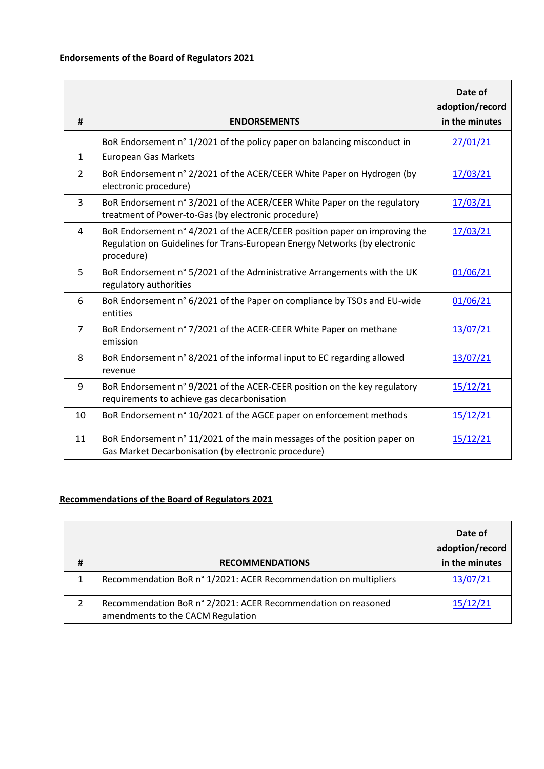**Endorsements of the Board of Regulators 2021**

| # | ENDORSEMENTS | Date of adoption/record in the minutes |
|---|---|---|
| 1 | BoR Endorsement n° 1/2021 of the policy paper on balancing misconduct in European Gas Markets | 27/01/21 |
| 2 | BoR Endorsement n° 2/2021 of the ACER/CEER White Paper on Hydrogen (by electronic procedure) | 17/03/21 |
| 3 | BoR Endorsement n° 3/2021 of the ACER/CEER White Paper on the regulatory treatment of Power-to-Gas (by electronic procedure) | 17/03/21 |
| 4 | BoR Endorsement n° 4/2021 of the ACER/CEER position paper on improving the Regulation on Guidelines for Trans-European Energy Networks (by electronic procedure) | 17/03/21 |
| 5 | BoR Endorsement n° 5/2021 of the Administrative Arrangements with the UK regulatory authorities | 01/06/21 |
| 6 | BoR Endorsement n° 6/2021 of the Paper on compliance by TSOs and EU-wide entities | 01/06/21 |
| 7 | BoR Endorsement n° 7/2021 of the ACER-CEER White Paper on methane emission | 13/07/21 |
| 8 | BoR Endorsement n° 8/2021 of the informal input to EC regarding allowed revenue | 13/07/21 |
| 9 | BoR Endorsement n° 9/2021 of the ACER-CEER position on the key regulatory requirements to achieve gas decarbonisation | 15/12/21 |
| 10 | BoR Endorsement n° 10/2021 of the AGCE paper on enforcement methods | 15/12/21 |
| 11 | BoR Endorsement n° 11/2021 of the main messages of the position paper on Gas Market Decarbonisation (by electronic procedure) | 15/12/21 |

**Recommendations of the Board of Regulators 2021**

| # | RECOMMENDATIONS | Date of adoption/record in the minutes |
|---|---|---|
| 1 | Recommendation BoR n° 1/2021: ACER Recommendation on multipliers | 13/07/21 |
| 2 | Recommendation BoR n° 2/2021: ACER Recommendation on reasoned amendments to the CACM Regulation | 15/12/21 |